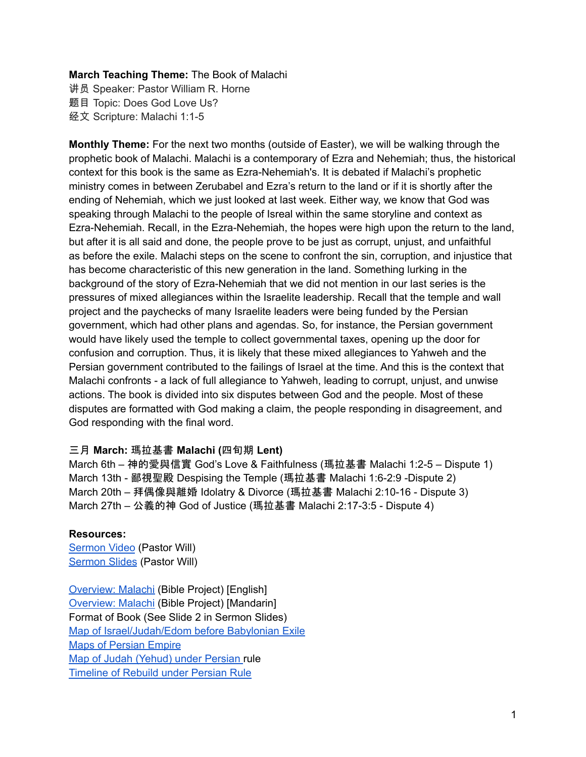**March Teaching Theme:** The Book of Malachi
讲员 Speaker: Pastor William R. Horne
题目 Topic: Does God Love Us?
经文 Scripture: Malachi 1:1-5

**Monthly Theme:** For the next two months (outside of Easter), we will be walking through the prophetic book of Malachi. Malachi is a contemporary of Ezra and Nehemiah; thus, the historical context for this book is the same as Ezra-Nehemiah's. It is debated if Malachi's prophetic ministry comes in between Zerubabel and Ezra's return to the land or if it is shortly after the ending of Nehemiah, which we just looked at last week. Either way, we know that God was speaking through Malachi to the people of Isreal within the same storyline and context as Ezra-Nehemiah. Recall, in the Ezra-Nehemiah, the hopes were high upon the return to the land, but after it is all said and done, the people prove to be just as corrupt, unjust, and unfaithful as before the exile. Malachi steps on the scene to confront the sin, corruption, and injustice that has become characteristic of this new generation in the land. Something lurking in the background of the story of Ezra-Nehemiah that we did not mention in our last series is the pressures of mixed allegiances within the Israelite leadership. Recall that the temple and wall project and the paychecks of many Israelite leaders were being funded by the Persian government, which had other plans and agendas. So, for instance, the Persian government would have likely used the temple to collect governmental taxes, opening up the door for confusion and corruption. Thus, it is likely that these mixed allegiances to Yahweh and the Persian government contributed to the failings of Israel at the time. And this is the context that Malachi confronts - a lack of full allegiance to Yahweh, leading to corrupt, unjust, and unwise actions. The book is divided into six disputes between God and the people. Most of these disputes are formatted with God making a claim, the people responding in disagreement, and God responding with the final word.

三月 **March: 瑪拉基書 Malachi (四旬期 Lent)**
March 6th – 神的愛與信實 God's Love & Faithfulness (瑪拉基書 Malachi 1:2-5 – Dispute 1)
March 13th - 鄙視聖殿 Despising the Temple (瑪拉基書 Malachi 1:6-2:9 -Dispute 2)
March 20th – 拜偶像與離婚 Idolatry & Divorce (瑪拉基書 Malachi 2:10-16 - Dispute 3)
March 27th – 公義的神 God of Justice (瑪拉基書 Malachi 2:17-3:5 - Dispute 4)

**Resources:**
Sermon Video (Pastor Will)
Sermon Slides (Pastor Will)

Overview: Malachi (Bible Project) [English]
Overview: Malachi (Bible Project) [Mandarin]
Format of Book (See Slide 2 in Sermon Slides)
Map of Israel/Judah/Edom before Babylonian Exile
Maps of Persian Empire
Map of Judah (Yehud) under Persian rule
Timeline of Rebuild under Persian Rule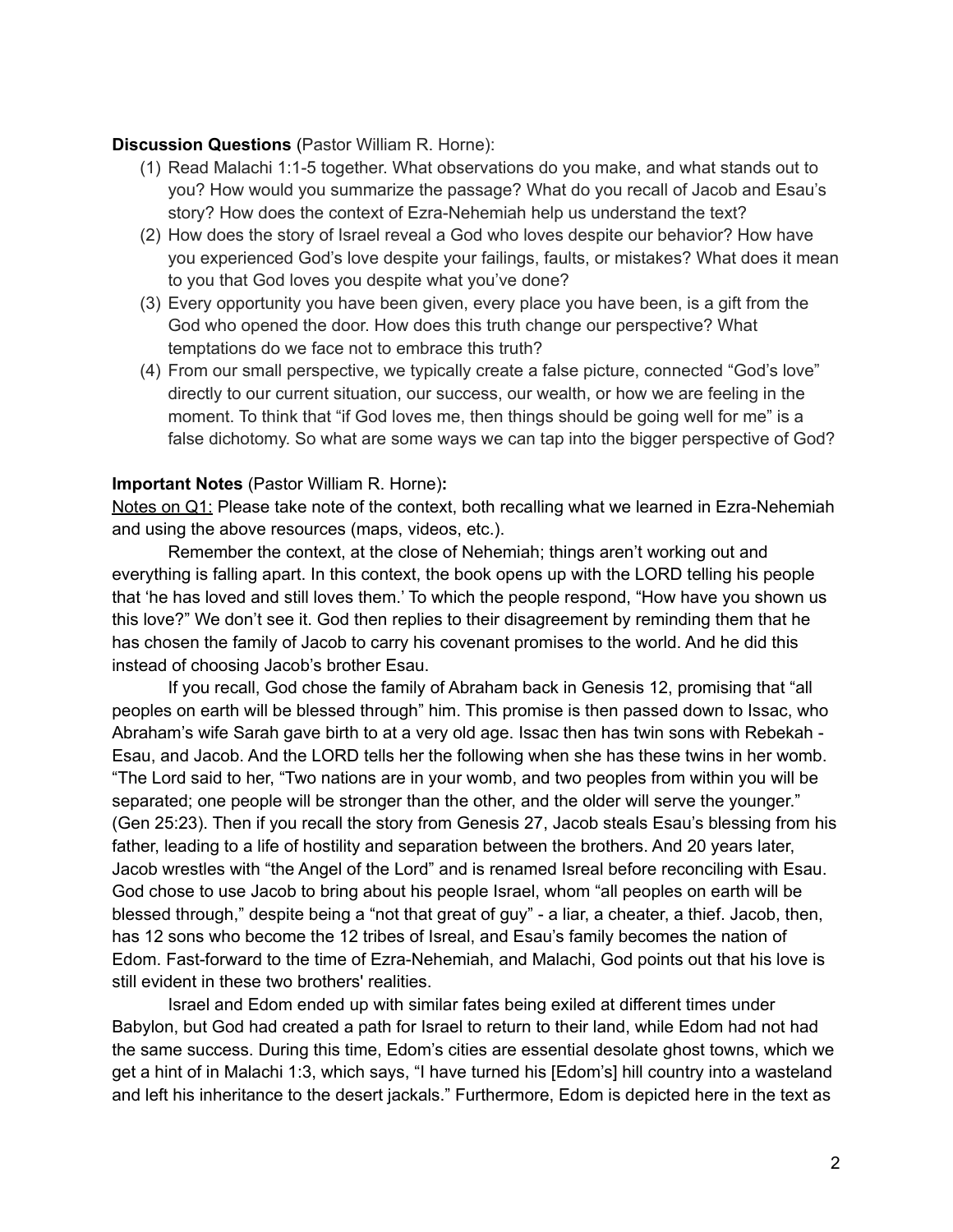**Discussion Questions** (Pastor William R. Horne):

(1) Read Malachi 1:1-5 together. What observations do you make, and what stands out to you? How would you summarize the passage? What do you recall of Jacob and Esau's story? How does the context of Ezra-Nehemiah help us understand the text?

(2) How does the story of Israel reveal a God who loves despite our behavior? How have you experienced God's love despite your failings, faults, or mistakes? What does it mean to you that God loves you despite what you've done?

(3) Every opportunity you have been given, every place you have been, is a gift from the God who opened the door. How does this truth change our perspective? What temptations do we face not to embrace this truth?

(4) From our small perspective, we typically create a false picture, connected "God's love" directly to our current situation, our success, our wealth, or how we are feeling in the moment. To think that "if God loves me, then things should be going well for me" is a false dichotomy. So what are some ways we can tap into the bigger perspective of God?

**Important Notes** (Pastor William R. Horne)**:**

<u>Notes on Q1:</u> Please take note of the context, both recalling what we learned in Ezra-Nehemiah and using the above resources (maps, videos, etc.).

Remember the context, at the close of Nehemiah; things aren't working out and everything is falling apart. In this context, the book opens up with the LORD telling his people that 'he has loved and still loves them.' To which the people respond, "How have you shown us this love?" We don't see it. God then replies to their disagreement by reminding them that he has chosen the family of Jacob to carry his covenant promises to the world. And he did this instead of choosing Jacob's brother Esau.

If you recall, God chose the family of Abraham back in Genesis 12, promising that "all peoples on earth will be blessed through" him. This promise is then passed down to Issac, who Abraham's wife Sarah gave birth to at a very old age. Issac then has twin sons with Rebekah - Esau, and Jacob. And the LORD tells her the following when she has these twins in her womb. "The Lord said to her, "Two nations are in your womb, and two peoples from within you will be separated; one people will be stronger than the other, and the older will serve the younger." (Gen 25:23). Then if you recall the story from Genesis 27, Jacob steals Esau's blessing from his father, leading to a life of hostility and separation between the brothers. And 20 years later, Jacob wrestles with "the Angel of the Lord" and is renamed Isreal before reconciling with Esau. God chose to use Jacob to bring about his people Israel, whom "all peoples on earth will be blessed through," despite being a "not that great of guy" - a liar, a cheater, a thief. Jacob, then, has 12 sons who become the 12 tribes of Isreal, and Esau's family becomes the nation of Edom. Fast-forward to the time of Ezra-Nehemiah, and Malachi, God points out that his love is still evident in these two brothers' realities.

Israel and Edom ended up with similar fates being exiled at different times under Babylon, but God had created a path for Israel to return to their land, while Edom had not had the same success. During this time, Edom's cities are essential desolate ghost towns, which we get a hint of in Malachi 1:3, which says, "I have turned his [Edom's] hill country into a wasteland and left his inheritance to the desert jackals." Furthermore, Edom is depicted here in the text as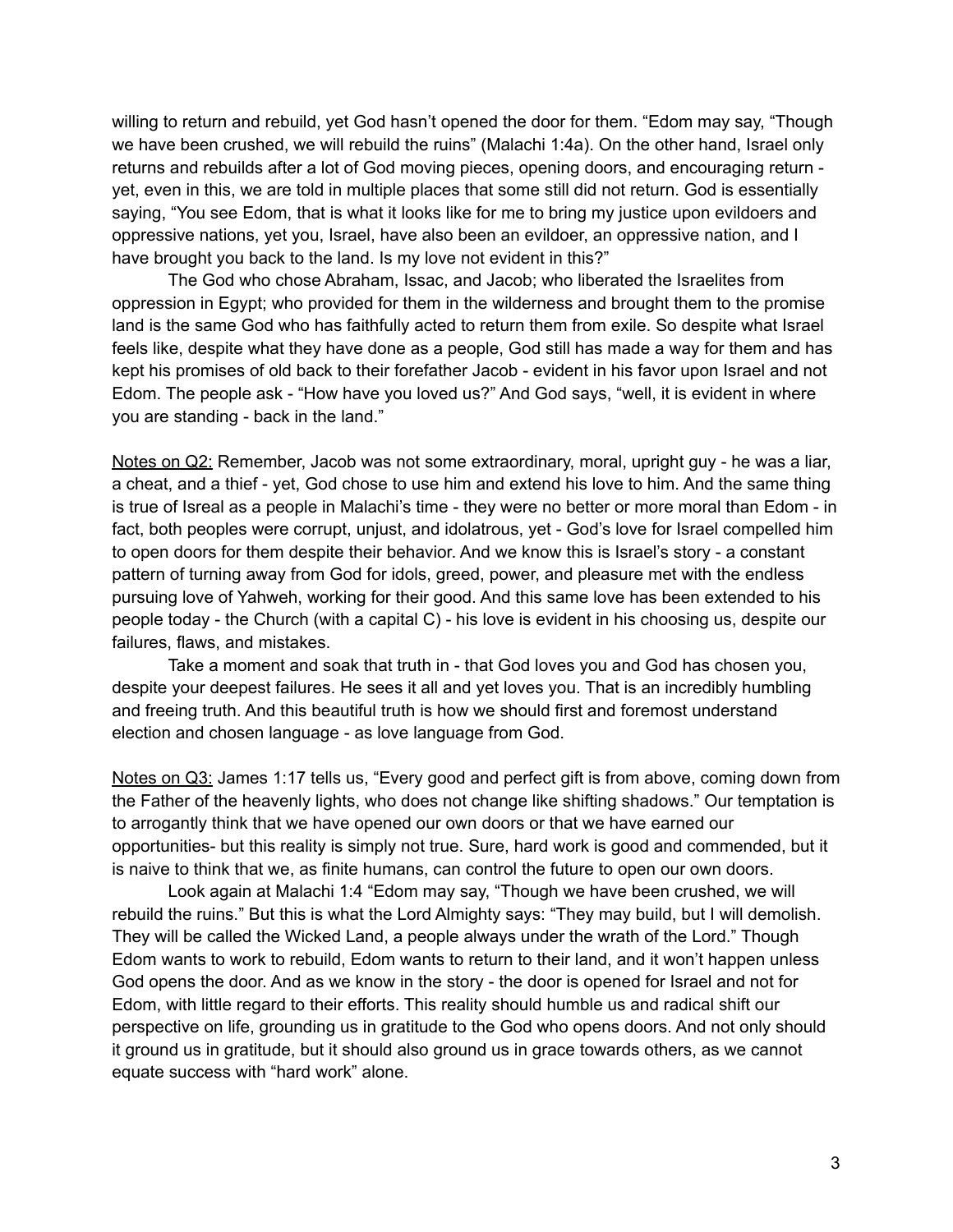willing to return and rebuild, yet God hasn't opened the door for them. "Edom may say, "Though we have been crushed, we will rebuild the ruins" (Malachi 1:4a). On the other hand, Israel only returns and rebuilds after a lot of God moving pieces, opening doors, and encouraging return - yet, even in this, we are told in multiple places that some still did not return. God is essentially saying, "You see Edom, that is what it looks like for me to bring my justice upon evildoers and oppressive nations, yet you, Israel, have also been an evildoer, an oppressive nation, and I have brought you back to the land. Is my love not evident in this?"

The God who chose Abraham, Issac, and Jacob; who liberated the Israelites from oppression in Egypt; who provided for them in the wilderness and brought them to the promise land is the same God who has faithfully acted to return them from exile. So despite what Israel feels like, despite what they have done as a people, God still has made a way for them and has kept his promises of old back to their forefather Jacob - evident in his favor upon Israel and not Edom. The people ask - "How have you loved us?" And God says, "well, it is evident in where you are standing - back in the land."

<u>Notes on Q2:</u> Remember, Jacob was not some extraordinary, moral, upright guy - he was a liar, a cheat, and a thief - yet, God chose to use him and extend his love to him. And the same thing is true of Isreal as a people in Malachi's time - they were no better or more moral than Edom - in fact, both peoples were corrupt, unjust, and idolatrous, yet - God's love for Israel compelled him to open doors for them despite their behavior. And we know this is Israel's story - a constant pattern of turning away from God for idols, greed, power, and pleasure met with the endless pursuing love of Yahweh, working for their good. And this same love has been extended to his people today - the Church (with a capital C) - his love is evident in his choosing us, despite our failures, flaws, and mistakes.

Take a moment and soak that truth in - that God loves you and God has chosen you, despite your deepest failures. He sees it all and yet loves you. That is an incredibly humbling and freeing truth. And this beautiful truth is how we should first and foremost understand election and chosen language - as love language from God.

<u>Notes on Q3:</u> James 1:17 tells us, "Every good and perfect gift is from above, coming down from the Father of the heavenly lights, who does not change like shifting shadows." Our temptation is to arrogantly think that we have opened our own doors or that we have earned our opportunities- but this reality is simply not true. Sure, hard work is good and commended, but it is naive to think that we, as finite humans, can control the future to open our own doors.

Look again at Malachi 1:4 "Edom may say, "Though we have been crushed, we will rebuild the ruins." But this is what the Lord Almighty says: "They may build, but I will demolish. They will be called the Wicked Land, a people always under the wrath of the Lord." Though Edom wants to work to rebuild, Edom wants to return to their land, and it won't happen unless God opens the door. And as we know in the story - the door is opened for Israel and not for Edom, with little regard to their efforts. This reality should humble us and radical shift our perspective on life, grounding us in gratitude to the God who opens doors. And not only should it ground us in gratitude, but it should also ground us in grace towards others, as we cannot equate success with "hard work" alone.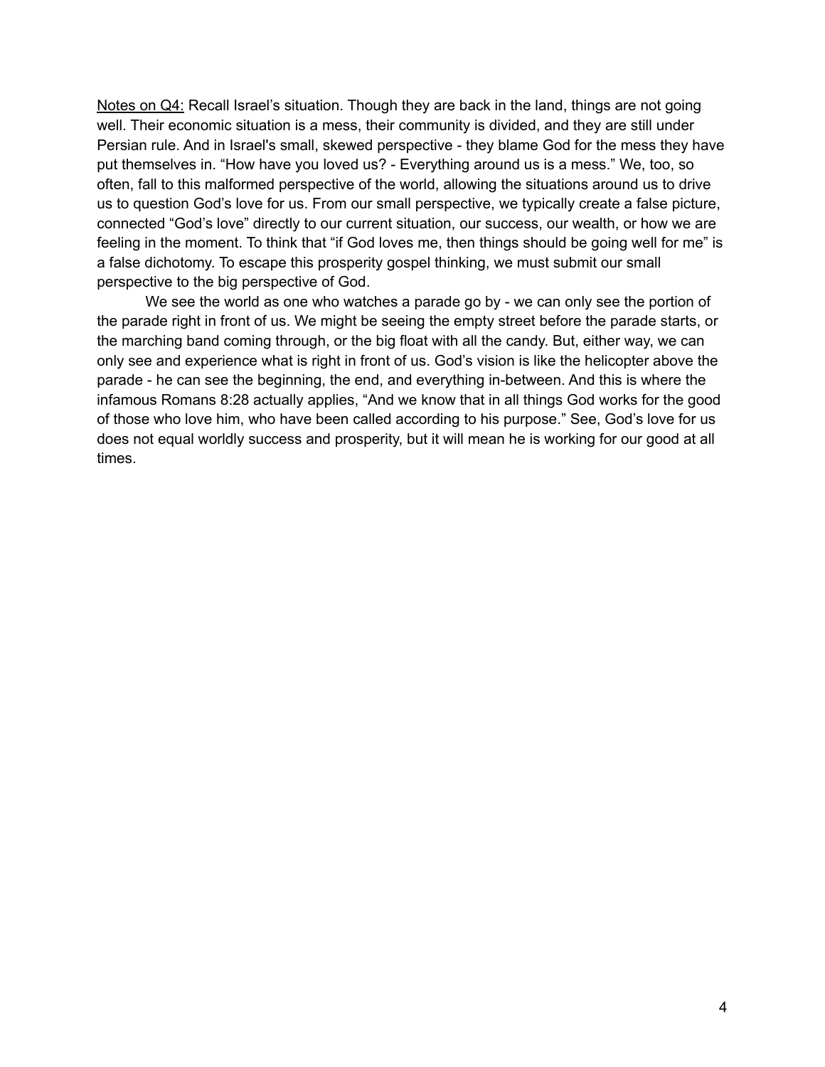<u>Notes on Q4:</u> Recall Israel's situation. Though they are back in the land, things are not going well. Their economic situation is a mess, their community is divided, and they are still under Persian rule. And in Israel's small, skewed perspective - they blame God for the mess they have put themselves in. "How have you loved us? - Everything around us is a mess." We, too, so often, fall to this malformed perspective of the world, allowing the situations around us to drive us to question God's love for us. From our small perspective, we typically create a false picture, connected "God's love" directly to our current situation, our success, our wealth, or how we are feeling in the moment. To think that "if God loves me, then things should be going well for me" is a false dichotomy. To escape this prosperity gospel thinking, we must submit our small perspective to the big perspective of God.

We see the world as one who watches a parade go by - we can only see the portion of the parade right in front of us. We might be seeing the empty street before the parade starts, or the marching band coming through, or the big float with all the candy. But, either way, we can only see and experience what is right in front of us. God's vision is like the helicopter above the parade - he can see the beginning, the end, and everything in-between. And this is where the infamous Romans 8:28 actually applies, "And we know that in all things God works for the good of those who love him, who have been called according to his purpose." See, God's love for us does not equal worldly success and prosperity, but it will mean he is working for our good at all times.